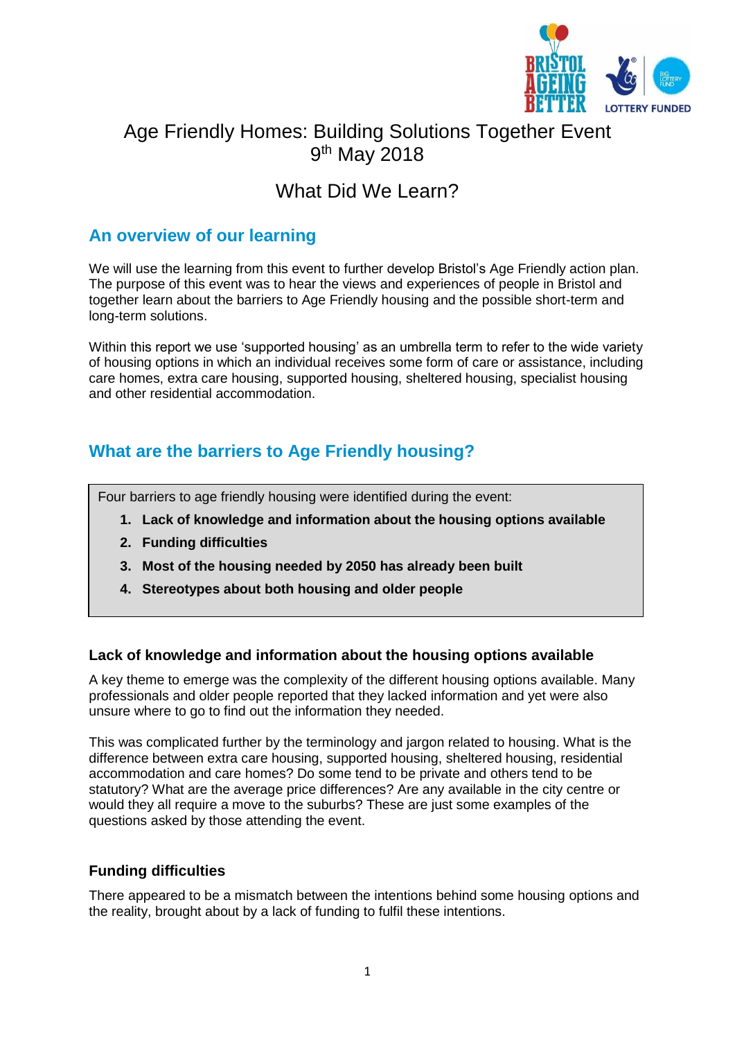# Age Friendly Homes: Building Solutions Together Event
9th May 2018

# What Did We Learn?

## An overview of our learning

We will use the learning from this event to further develop Bristol's Age Friendly action plan. The purpose of this event was to hear the views and experiences of people in Bristol and together learn about the barriers to Age Friendly housing and the possible short-term and long-term solutions.

Within this report we use 'supported housing' as an umbrella term to refer to the wide variety of housing options in which an individual receives some form of care or assistance, including care homes, extra care housing, supported housing, sheltered housing, specialist housing and other residential accommodation.

## What are the barriers to Age Friendly housing?

Four barriers to age friendly housing were identified during the event:

1. **Lack of knowledge and information about the housing options available**
2. **Funding difficulties**
3. **Most of the housing needed by 2050 has already been built**
4. **Stereotypes about both housing and older people**

### Lack of knowledge and information about the housing options available

A key theme to emerge was the complexity of the different housing options available. Many professionals and older people reported that they lacked information and yet were also unsure where to go to find out the information they needed.

This was complicated further by the terminology and jargon related to housing. What is the difference between extra care housing, supported housing, sheltered housing, residential accommodation and care homes? Do some tend to be private and others tend to be statutory? What are the average price differences? Are any available in the city centre or would they all require a move to the suburbs? These are just some examples of the questions asked by those attending the event.

### Funding difficulties

There appeared to be a mismatch between the intentions behind some housing options and the reality, brought about by a lack of funding to fulfil these intentions.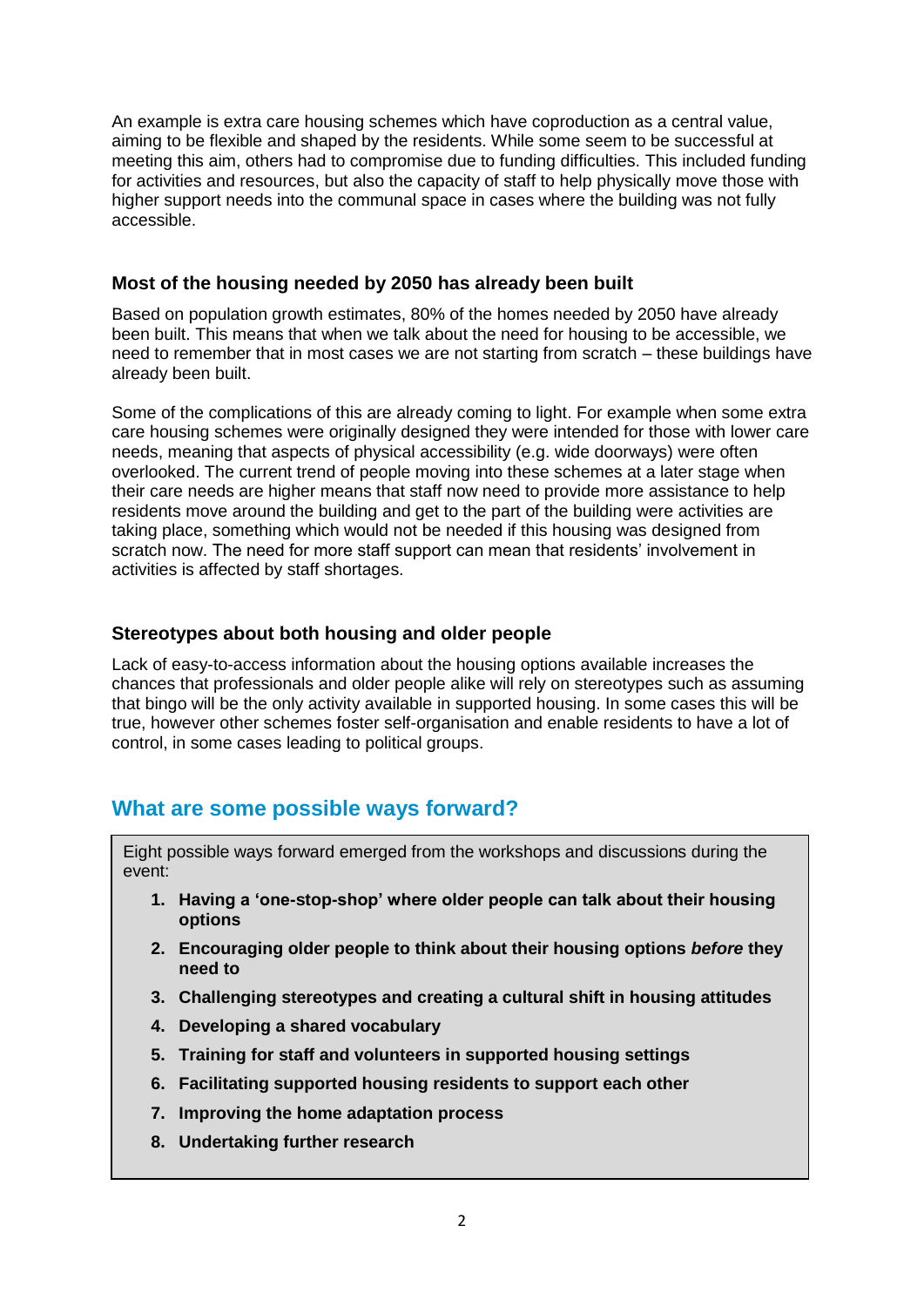An example is extra care housing schemes which have coproduction as a central value, aiming to be flexible and shaped by the residents. While some seem to be successful at meeting this aim, others had to compromise due to funding difficulties. This included funding for activities and resources, but also the capacity of staff to help physically move those with higher support needs into the communal space in cases where the building was not fully accessible.

### Most of the housing needed by 2050 has already been built

Based on population growth estimates, 80% of the homes needed by 2050 have already been built. This means that when we talk about the need for housing to be accessible, we need to remember that in most cases we are not starting from scratch – these buildings have already been built.

Some of the complications of this are already coming to light. For example when some extra care housing schemes were originally designed they were intended for those with lower care needs, meaning that aspects of physical accessibility (e.g. wide doorways) were often overlooked. The current trend of people moving into these schemes at a later stage when their care needs are higher means that staff now need to provide more assistance to help residents move around the building and get to the part of the building were activities are taking place, something which would not be needed if this housing was designed from scratch now. The need for more staff support can mean that residents' involvement in activities is affected by staff shortages.

### Stereotypes about both housing and older people

Lack of easy-to-access information about the housing options available increases the chances that professionals and older people alike will rely on stereotypes such as assuming that bingo will be the only activity available in supported housing. In some cases this will be true, however other schemes foster self-organisation and enable residents to have a lot of control, in some cases leading to political groups.

## What are some possible ways forward?

Eight possible ways forward emerged from the workshops and discussions during the event:

1. **Having a 'one-stop-shop' where older people can talk about their housing options**
2. **Encouraging older people to think about their housing options *before* they need to**
3. **Challenging stereotypes and creating a cultural shift in housing attitudes**
4. **Developing a shared vocabulary**
5. **Training for staff and volunteers in supported housing settings**
6. **Facilitating supported housing residents to support each other**
7. **Improving the home adaptation process**
8. **Undertaking further research**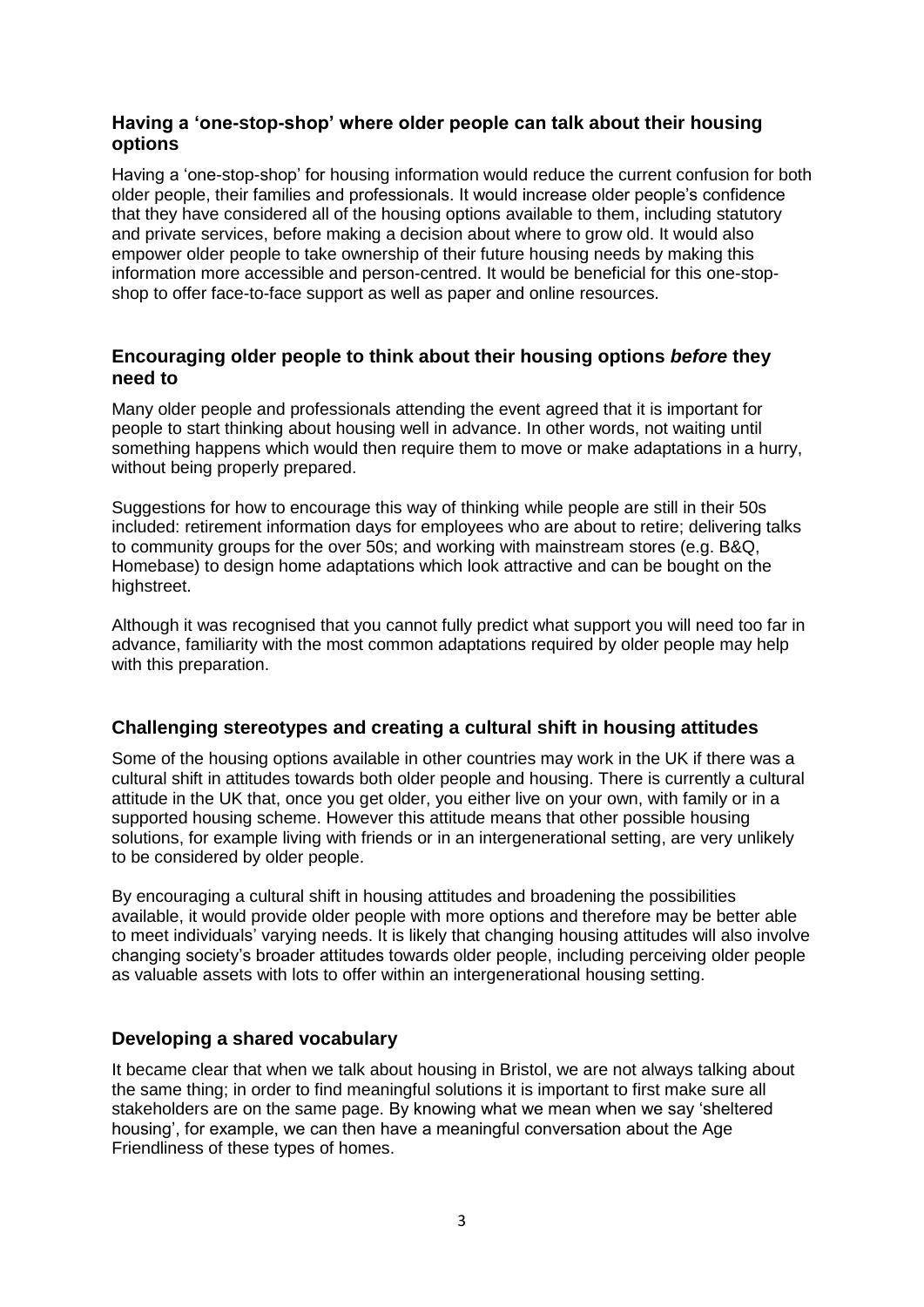### Having a 'one-stop-shop' where older people can talk about their housing options

Having a 'one-stop-shop' for housing information would reduce the current confusion for both older people, their families and professionals. It would increase older people's confidence that they have considered all of the housing options available to them, including statutory and private services, before making a decision about where to grow old. It would also empower older people to take ownership of their future housing needs by making this information more accessible and person-centred. It would be beneficial for this one-stop-shop to offer face-to-face support as well as paper and online resources.

### Encouraging older people to think about their housing options *before* they need to

Many older people and professionals attending the event agreed that it is important for people to start thinking about housing well in advance. In other words, not waiting until something happens which would then require them to move or make adaptations in a hurry, without being properly prepared.

Suggestions for how to encourage this way of thinking while people are still in their 50s included: retirement information days for employees who are about to retire; delivering talks to community groups for the over 50s; and working with mainstream stores (e.g. B&Q, Homebase) to design home adaptations which look attractive and can be bought on the highstreet.

Although it was recognised that you cannot fully predict what support you will need too far in advance, familiarity with the most common adaptations required by older people may help with this preparation.

### Challenging stereotypes and creating a cultural shift in housing attitudes

Some of the housing options available in other countries may work in the UK if there was a cultural shift in attitudes towards both older people and housing. There is currently a cultural attitude in the UK that, once you get older, you either live on your own, with family or in a supported housing scheme. However this attitude means that other possible housing solutions, for example living with friends or in an intergenerational setting, are very unlikely to be considered by older people.

By encouraging a cultural shift in housing attitudes and broadening the possibilities available, it would provide older people with more options and therefore may be better able to meet individuals' varying needs. It is likely that changing housing attitudes will also involve changing society's broader attitudes towards older people, including perceiving older people as valuable assets with lots to offer within an intergenerational housing setting.

### Developing a shared vocabulary

It became clear that when we talk about housing in Bristol, we are not always talking about the same thing; in order to find meaningful solutions it is important to first make sure all stakeholders are on the same page. By knowing what we mean when we say 'sheltered housing', for example, we can then have a meaningful conversation about the Age Friendliness of these types of homes.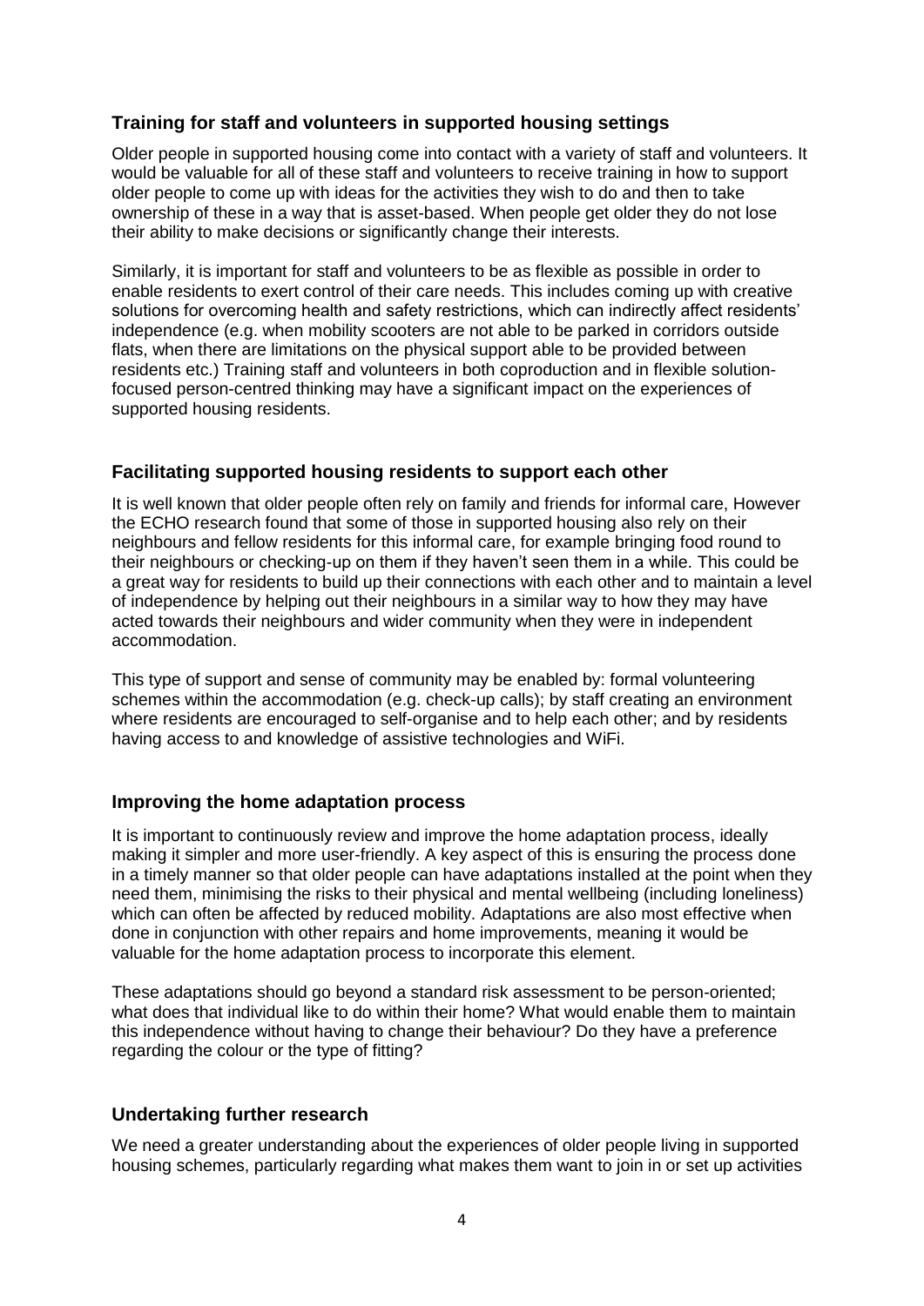### Training for staff and volunteers in supported housing settings

Older people in supported housing come into contact with a variety of staff and volunteers. It would be valuable for all of these staff and volunteers to receive training in how to support older people to come up with ideas for the activities they wish to do and then to take ownership of these in a way that is asset-based. When people get older they do not lose their ability to make decisions or significantly change their interests.

Similarly, it is important for staff and volunteers to be as flexible as possible in order to enable residents to exert control of their care needs. This includes coming up with creative solutions for overcoming health and safety restrictions, which can indirectly affect residents' independence (e.g. when mobility scooters are not able to be parked in corridors outside flats, when there are limitations on the physical support able to be provided between residents etc.) Training staff and volunteers in both coproduction and in flexible solution-focused person-centred thinking may have a significant impact on the experiences of supported housing residents.

### Facilitating supported housing residents to support each other

It is well known that older people often rely on family and friends for informal care, However the ECHO research found that some of those in supported housing also rely on their neighbours and fellow residents for this informal care, for example bringing food round to their neighbours or checking-up on them if they haven't seen them in a while. This could be a great way for residents to build up their connections with each other and to maintain a level of independence by helping out their neighbours in a similar way to how they may have acted towards their neighbours and wider community when they were in independent accommodation.

This type of support and sense of community may be enabled by: formal volunteering schemes within the accommodation (e.g. check-up calls); by staff creating an environment where residents are encouraged to self-organise and to help each other; and by residents having access to and knowledge of assistive technologies and WiFi.

### Improving the home adaptation process

It is important to continuously review and improve the home adaptation process, ideally making it simpler and more user-friendly. A key aspect of this is ensuring the process done in a timely manner so that older people can have adaptations installed at the point when they need them, minimising the risks to their physical and mental wellbeing (including loneliness) which can often be affected by reduced mobility. Adaptations are also most effective when done in conjunction with other repairs and home improvements, meaning it would be valuable for the home adaptation process to incorporate this element.

These adaptations should go beyond a standard risk assessment to be person-oriented; what does that individual like to do within their home? What would enable them to maintain this independence without having to change their behaviour? Do they have a preference regarding the colour or the type of fitting?

### Undertaking further research

We need a greater understanding about the experiences of older people living in supported housing schemes, particularly regarding what makes them want to join in or set up activities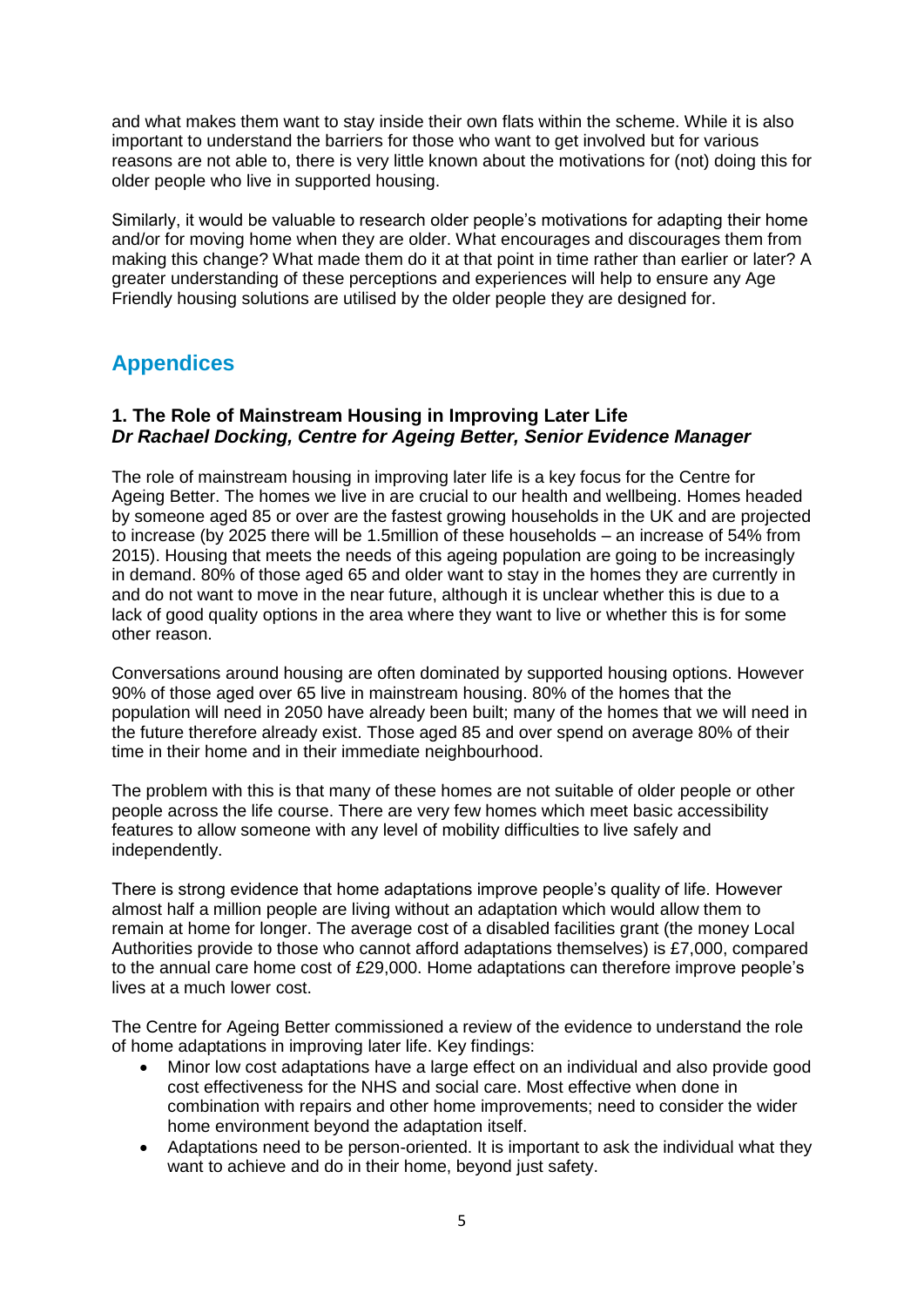and what makes them want to stay inside their own flats within the scheme. While it is also important to understand the barriers for those who want to get involved but for various reasons are not able to, there is very little known about the motivations for (not) doing this for older people who live in supported housing.

Similarly, it would be valuable to research older people's motivations for adapting their home and/or for moving home when they are older. What encourages and discourages them from making this change? What made them do it at that point in time rather than earlier or later? A greater understanding of these perceptions and experiences will help to ensure any Age Friendly housing solutions are utilised by the older people they are designed for.

## Appendices

### 1. The Role of Mainstream Housing in Improving Later Life
***Dr Rachael Docking, Centre for Ageing Better, Senior Evidence Manager***

The role of mainstream housing in improving later life is a key focus for the Centre for Ageing Better. The homes we live in are crucial to our health and wellbeing. Homes headed by someone aged 85 or over are the fastest growing households in the UK and are projected to increase (by 2025 there will be 1.5million of these households – an increase of 54% from 2015). Housing that meets the needs of this ageing population are going to be increasingly in demand. 80% of those aged 65 and older want to stay in the homes they are currently in and do not want to move in the near future, although it is unclear whether this is due to a lack of good quality options in the area where they want to live or whether this is for some other reason.

Conversations around housing are often dominated by supported housing options. However 90% of those aged over 65 live in mainstream housing. 80% of the homes that the population will need in 2050 have already been built; many of the homes that we will need in the future therefore already exist. Those aged 85 and over spend on average 80% of their time in their home and in their immediate neighbourhood.

The problem with this is that many of these homes are not suitable of older people or other people across the life course. There are very few homes which meet basic accessibility features to allow someone with any level of mobility difficulties to live safely and independently.

There is strong evidence that home adaptations improve people's quality of life. However almost half a million people are living without an adaptation which would allow them to remain at home for longer. The average cost of a disabled facilities grant (the money Local Authorities provide to those who cannot afford adaptations themselves) is £7,000, compared to the annual care home cost of £29,000. Home adaptations can therefore improve people's lives at a much lower cost.

The Centre for Ageing Better commissioned a review of the evidence to understand the role of home adaptations in improving later life. Key findings:

- Minor low cost adaptations have a large effect on an individual and also provide good cost effectiveness for the NHS and social care. Most effective when done in combination with repairs and other home improvements; need to consider the wider home environment beyond the adaptation itself.
- Adaptations need to be person-oriented. It is important to ask the individual what they want to achieve and do in their home, beyond just safety.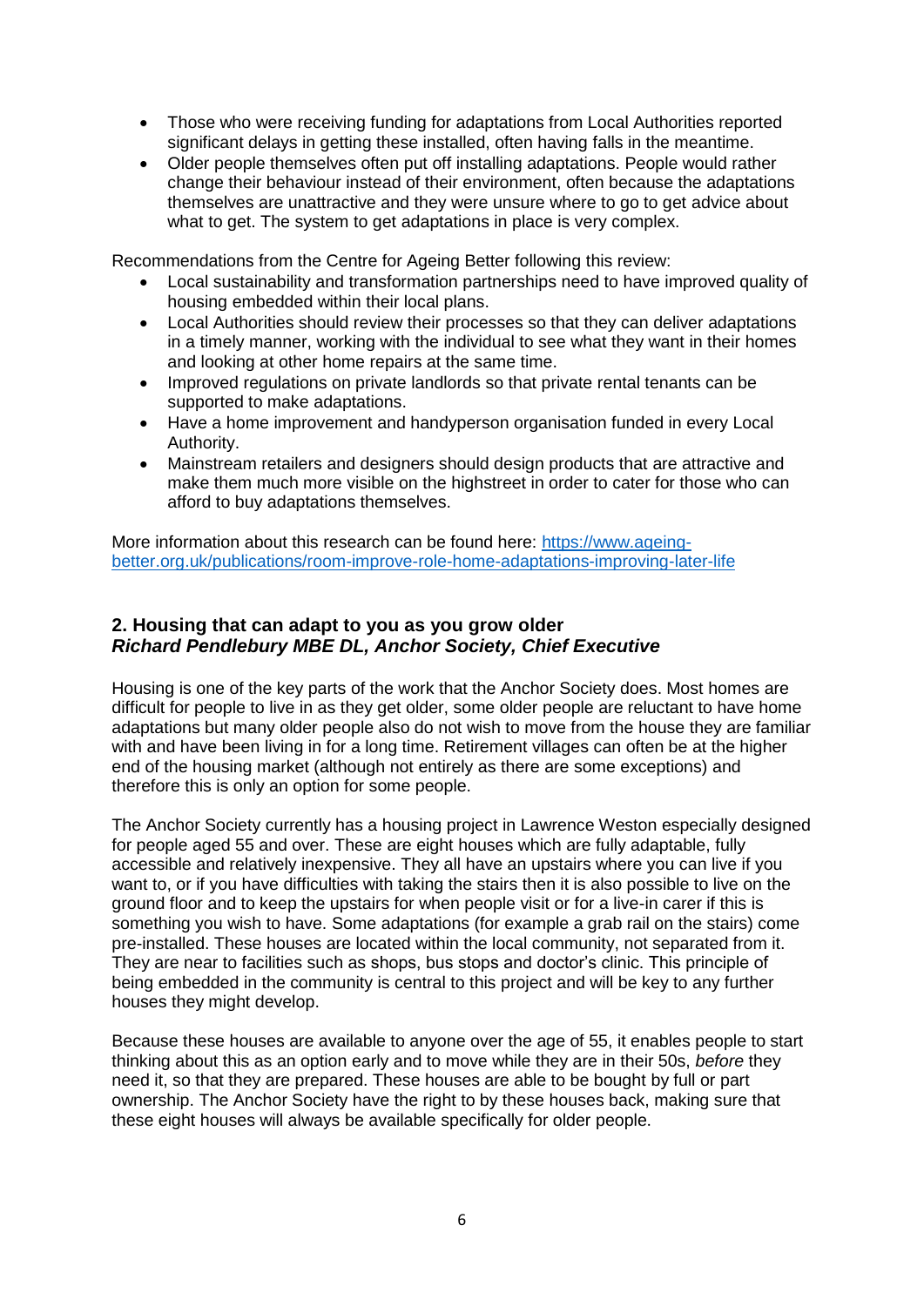- Those who were receiving funding for adaptations from Local Authorities reported significant delays in getting these installed, often having falls in the meantime.
- Older people themselves often put off installing adaptations. People would rather change their behaviour instead of their environment, often because the adaptations themselves are unattractive and they were unsure where to go to get advice about what to get. The system to get adaptations in place is very complex.

Recommendations from the Centre for Ageing Better following this review:

- Local sustainability and transformation partnerships need to have improved quality of housing embedded within their local plans.
- Local Authorities should review their processes so that they can deliver adaptations in a timely manner, working with the individual to see what they want in their homes and looking at other home repairs at the same time.
- Improved regulations on private landlords so that private rental tenants can be supported to make adaptations.
- Have a home improvement and handyperson organisation funded in every Local Authority.
- Mainstream retailers and designers should design products that are attractive and make them much more visible on the highstreet in order to cater for those who can afford to buy adaptations themselves.

More information about this research can be found here: [https://www.ageing-better.org.uk/publications/room-improve-role-home-adaptations-improving-later-life](https://www.ageing-better.org.uk/publications/room-improve-role-home-adaptations-improving-later-life)

## 2. Housing that can adapt to you as you grow older
***Richard Pendlebury MBE DL, Anchor Society, Chief Executive***

Housing is one of the key parts of the work that the Anchor Society does. Most homes are difficult for people to live in as they get older, some older people are reluctant to have home adaptations but many older people also do not wish to move from the house they are familiar with and have been living in for a long time. Retirement villages can often be at the higher end of the housing market (although not entirely as there are some exceptions) and therefore this is only an option for some people.

The Anchor Society currently has a housing project in Lawrence Weston especially designed for people aged 55 and over. These are eight houses which are fully adaptable, fully accessible and relatively inexpensive. They all have an upstairs where you can live if you want to, or if you have difficulties with taking the stairs then it is also possible to live on the ground floor and to keep the upstairs for when people visit or for a live-in carer if this is something you wish to have. Some adaptations (for example a grab rail on the stairs) come pre-installed. These houses are located within the local community, not separated from it. They are near to facilities such as shops, bus stops and doctor's clinic. This principle of being embedded in the community is central to this project and will be key to any further houses they might develop.

Because these houses are available to anyone over the age of 55, it enables people to start thinking about this as an option early and to move while they are in their 50s, *before* they need it, so that they are prepared. These houses are able to be bought by full or part ownership. The Anchor Society have the right to by these houses back, making sure that these eight houses will always be available specifically for older people.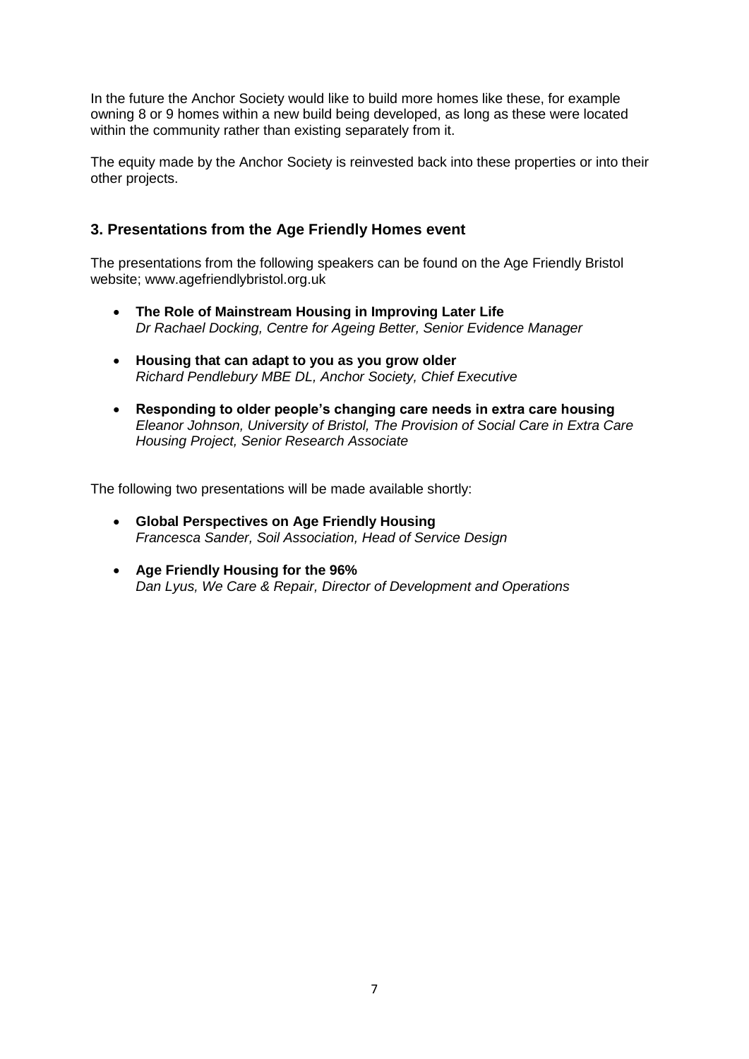In the future the Anchor Society would like to build more homes like these, for example owning 8 or 9 homes within a new build being developed, as long as these were located within the community rather than existing separately from it.

The equity made by the Anchor Society is reinvested back into these properties or into their other projects.

## 3. Presentations from the Age Friendly Homes event

The presentations from the following speakers can be found on the Age Friendly Bristol website; www.agefriendlybristol.org.uk

- **The Role of Mainstream Housing in Improving Later Life**
  *Dr Rachael Docking, Centre for Ageing Better, Senior Evidence Manager*
- **Housing that can adapt to you as you grow older**
  *Richard Pendlebury MBE DL, Anchor Society, Chief Executive*
- **Responding to older people's changing care needs in extra care housing**
  *Eleanor Johnson, University of Bristol, The Provision of Social Care in Extra Care Housing Project, Senior Research Associate*

The following two presentations will be made available shortly:

- **Global Perspectives on Age Friendly Housing**
  *Francesca Sander, Soil Association, Head of Service Design*
- **Age Friendly Housing for the 96%**
  *Dan Lyus, We Care & Repair, Director of Development and Operations*